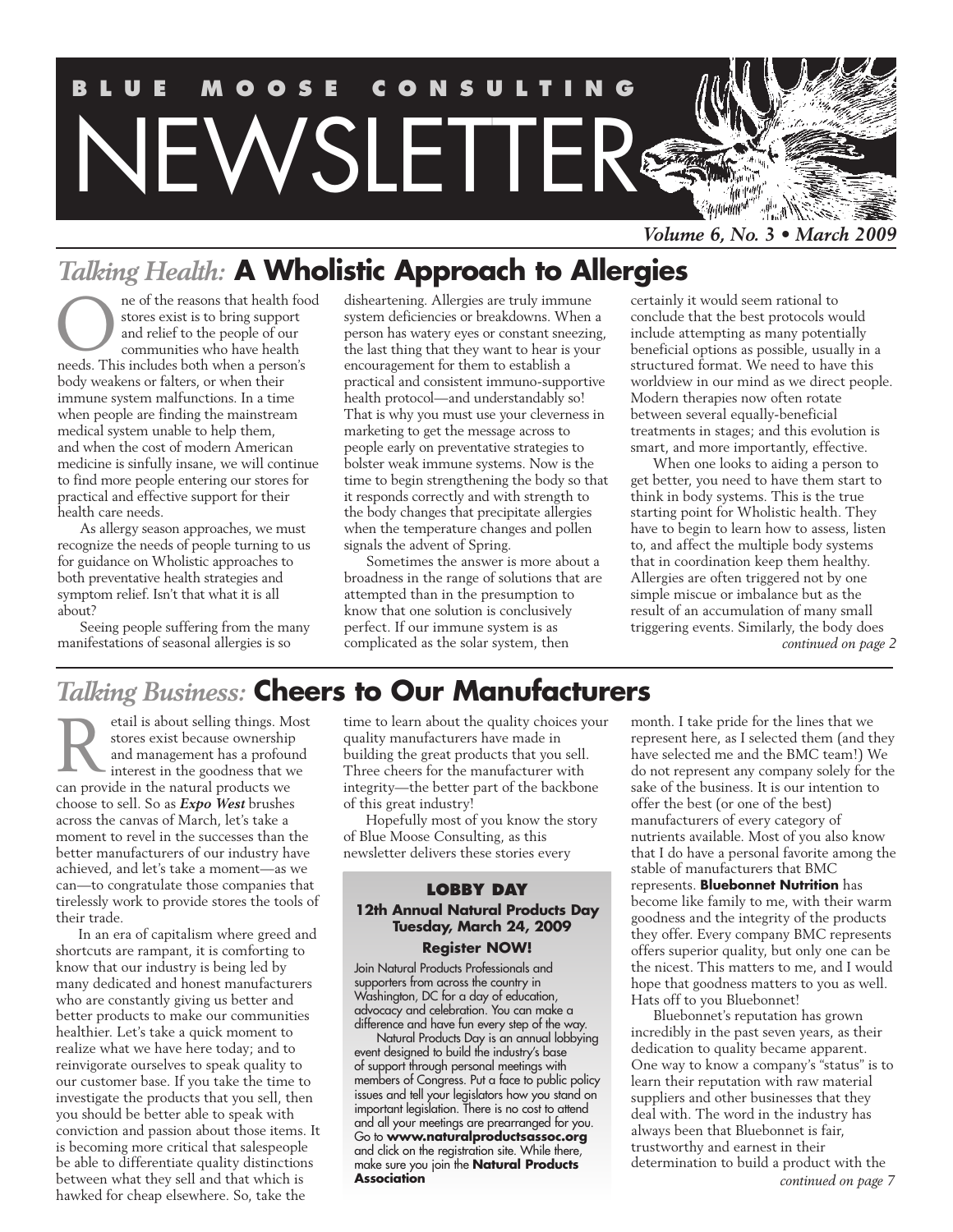# BLUE MOOSE CONSULTING NEWSLETTER

*Volume 6, No. 3 • March 2009*

## *Talking Health:* A Wholistic Approach to Allergies

One of the reasons that health food stores exist is to bring support and relief to the people of our communities who have health needs. This includes both when a person's body weakens or falters, or when their immune system malfunctions. In a time when people are finding the mainstream medical system unable to help them, and when the cost of modern American medicine is sinfully insane, we will continue to find more people entering our stores for practical and effective support for their health care needs.

As allergy season approaches, we must recognize the needs of people turning to us for guidance on Wholistic approaches to both preventative health strategies and symptom relief. Isn't that what it is all about?

Seeing people suffering from the many manifestations of seasonal allergies is so disheartening. Allergies are truly immune system deficiencies or breakdowns. When a person has watery eyes or constant sneezing, the last thing that they want to hear is your encouragement for them to establish a practical and consistent immuno-supportive health protocol—and understandably so! That is why you must use your cleverness in marketing to get the message across to people early on preventative strategies to bolster weak immune systems. Now is the time to begin strengthening the body so that it responds correctly and with strength to the body changes that precipitate allergies when the temperature changes and pollen signals the advent of Spring.

Sometimes the answer is more about a broadness in the range of solutions that are attempted than in the presumption to know that one solution is conclusively perfect. If our immune system is as complicated as the solar system, then certainly it would seem rational to conclude that the best protocols would include attempting as many potentially beneficial options as possible, usually in a structured format. We need to have this worldview in our mind as we direct people. Modern therapies now often rotate between several equally-beneficial treatments in stages; and this evolution is smart, and more importantly, effective.

When one looks to aiding a person to get better, you need to have them start to think in body systems. This is the true starting point for Wholistic health. They have to begin to learn how to assess, listen to, and affect the multiple body systems that in coordination keep them healthy. Allergies are often triggered not by one simple miscue or imbalance but as the result of an accumulation of many small triggering events. Similarly, the body does

*continued on page 2*

## *Talking Business:* Cheers to Our Manufacturers

Retail is about selling things. Most stores exist because ownership and management has a profound interest in the goodness that we can provide in the natural products we choose to sell. So as ***Expo West*** brushes across the canvas of March, let's take a moment to revel in the successes than the better manufacturers of our industry have achieved, and let's take a moment—as we can—to congratulate those companies that tirelessly work to provide stores the tools of their trade.

In an era of capitalism where greed and shortcuts are rampant, it is comforting to know that our industry is being led by many dedicated and honest manufacturers who are constantly giving us better and better products to make our communities healthier. Let's take a quick moment to realize what we have here today; and to reinvigorate ourselves to speak quality to our customer base. If you take the time to investigate the products that you sell, then you should be better able to speak with conviction and passion about those items. It is becoming more critical that salespeople be able to differentiate quality distinctions between what they sell and that which is hawked for cheap elsewhere. So, take the time to learn about the quality choices your quality manufacturers have made in building the great products that you sell. Three cheers for the manufacturer with integrity—the better part of the backbone of this great industry!

Hopefully most of you know the story of Blue Moose Consulting, as this newsletter delivers these stories every month. I take pride for the lines that we represent here, as I selected them (and they have selected me and the BMC team!) We do not represent any company solely for the sake of the business. It is our intention to offer the best (or one of the best) manufacturers of every category of nutrients available. Most of you also know that I do have a personal favorite among the stable of manufacturers that BMC represents. **Bluebonnet Nutrition** has become like family to me, with their warm goodness and the integrity of the products they offer. Every company BMC represents offers superior quality, but only one can be the nicest. This matters to me, and I would hope that goodness matters to you as well. Hats off to you Bluebonnet!

Bluebonnet's reputation has grown incredibly in the past seven years, as their dedication to quality became apparent. One way to know a company's "status" is to learn their reputation with raw material suppliers and other businesses that they deal with. The word in the industry has always been that Bluebonnet is fair, trustworthy and earnest in their determination to build a product with the

*continued on page 7*

### LOBBY DAY

**12th Annual Natural Products Day**
**Tuesday, March 24, 2009**

**Register NOW!**

Join Natural Products Professionals and supporters from across the country in Washington, DC for a day of education, advocacy and celebration. You can make a difference and have fun every step of the way.

Natural Products Day is an annual lobbying event designed to build the industry's base of support through personal meetings with members of Congress. Put a face to public policy issues and tell your legislators how you stand on important legislation. There is no cost to attend and all your meetings are prearranged for you. Go to **www.naturalproductsassoc.org** and click on the registration site. While there, make sure you join the **Natural Products Association**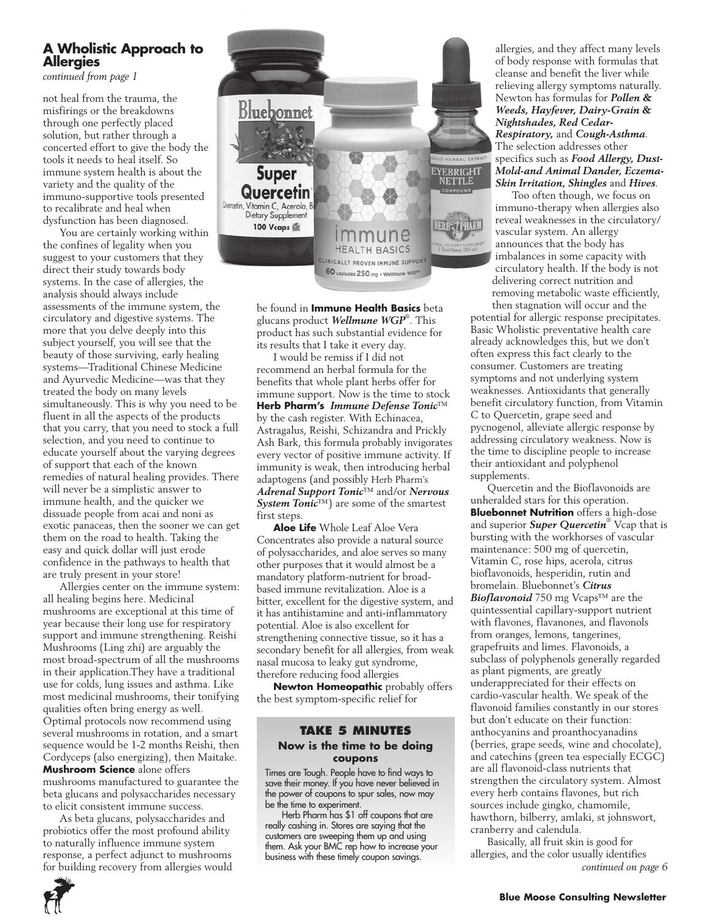## A Wholistic Approach to Allergies

*continued from page 1*

not heal from the trauma, the misfirings or the breakdowns through one perfectly placed solution, but rather through a concerted effort to give the body the tools it needs to heal itself. So immune system health is about the variety and the quality of the immuno-supportive tools presented to recalibrate and heal when dysfunction has been diagnosed.

You are certainly working within the confines of legality when you suggest to your customers that they direct their study towards body systems. In the case of allergies, the analysis should always include assessments of the immune system, the circulatory and digestive systems. The more that you delve deeply into this subject yourself, you will see that the beauty of those surviving, early healing systems—Traditional Chinese Medicine and Ayurvedic Medicine—was that they treated the body on many levels simultaneously. This is why you need to be fluent in all the aspects of the products that you carry, that you need to stock a full selection, and you need to continue to educate yourself about the varying degrees of support that each of the known remedies of natural healing provides. There will never be a simplistic answer to immune health, and the quicker we dissuade people from acai and noni as exotic panaceas, then the sooner we can get them on the road to health. Taking the easy and quick dollar will just erode confidence in the pathways to health that are truly present in your store!

Allergies center on the immune system: all healing begins here. Medicinal mushrooms are exceptional at this time of year because their long use for respiratory support and immune strengthening. Reishi Mushrooms (Ling zhi) are arguably the most broad-spectrum of all the mushrooms in their application.They have a traditional use for colds, lung issues and asthma. Like most medicinal mushrooms, their tonifying qualities often bring energy as well. Optimal protocols now recommend using several mushrooms in rotation, and a smart sequence would be 1-2 months Reishi, then Cordyceps (also energizing), then Maitake. **Mushroom Science** alone offers mushrooms manufactured to guarantee the beta glucans and polysaccharides necessary to elicit consistent immune success.

As beta glucans, polysaccharides and probiotics offer the most profound ability to naturally influence immune system response, a perfect adjunct to mushrooms for building recovery from allergies would be found in **Immune Health Basics** beta glucans product ***Wellmune WGP***®. This product has such substantial evidence for its results that I take it every day.

I would be remiss if I did not recommend an herbal formula for the benefits that whole plant herbs offer for immune support. Now is the time to stock **Herb Pharm's** ***Immune Defense Tonic***™ by the cash register. With Echinacea, Astragalus, Reishi, Schizandra and Prickly Ash Bark, this formula probably invigorates every vector of positive immune activity. If immunity is weak, then introducing herbal adaptogens (and possibly Herb Pharm's ***Adrenal Support Tonic***™ and/or ***Nervous System Tonic***™) are some of the smartest first steps.

**Aloe Life** Whole Leaf Aloe Vera Concentrates also provide a natural source of polysaccharides, and aloe serves so many other purposes that it would almost be a mandatory platform-nutrient for broad-based immune revitalization. Aloe is a bitter, excellent for the digestive system, and it has antihistamine and anti-inflammatory potential. Aloe is also excellent for strengthening connective tissue, so it has a secondary benefit for all allergies, from weak nasal mucosa to leaky gut syndrome, therefore reducing food allergies

**Newton Homeopathic** probably offers the best symptom-specific relief for allergies, and they affect many levels of body response with formulas that cleanse and benefit the liver while relieving allergy symptoms naturally. Newton has formulas for ***Pollen & Weeds, Hayfever, Dairy-Grain & Nightshades, Red Cedar-Respiratory,*** and ***Cough-Asthma***. The selection addresses other specifics such as ***Food Allergy, Dust-Mold-and Animal Dander, Eczema-Skin Irritation, Shingles*** and ***Hives***.

Too often though, we focus on immuno-therapy when allergies also reveal weaknesses in the circulatory/vascular system. An allergy announces that the body has imbalances in some capacity with circulatory health. If the body is not delivering correct nutrition and removing metabolic waste efficiently, then stagnation will occur and the potential for allergic response precipitates. Basic Wholistic preventative health care already acknowledges this, but we don't often express this fact clearly to the consumer. Customers are treating symptoms and not underlying system weaknesses. Antioxidants that generally benefit circulatory function, from Vitamin C to Quercetin, grape seed and pycnogenol, alleviate allergic response by addressing circulatory weakness. Now is the time to discipline people to increase their antioxidant and polyphenol supplements.

Quercetin and the Bioflavonoids are unheralded stars for this operation. **Bluebonnet Nutrition** offers a high-dose and superior ***Super Quercetin***® Vcap that is bursting with the workhorses of vascular maintenance: 500 mg of quercetin, Vitamin C, rose hips, acerola, citrus bioflavonoids, hesperidin, rutin and bromelain. Bluebonnet's ***Citrus Bioflavonoid*** 750 mg Vcaps™ are the quintessential capillary-support nutrient with flavones, flavanones, and flavonols from oranges, lemons, tangerines, grapefruits and limes. Flavonoids, a subclass of polyphenols generally regarded as plant pigments, are greatly underappreciated for their effects on cardio-vascular health. We speak of the flavonoid families constantly in our stores but don't educate on their function: anthocyanins and proanthocyanadins (berries, grape seeds, wine and chocolate), and catechins (green tea especially ECGC) are all flavonoid-class nutrients that strengthen the circulatory system. Almost every herb contains flavones, but rich sources include gingko, chamomile, hawthorn, bilberry, amlaki, st johnswort, cranberry and calendula.

Basically, all fruit skin is good for allergies, and the color usually identifies

*continued on page 6*

### TAKE 5 MINUTES

**Now is the time to be doing coupons**

Times are Tough. People have to find ways to save their money. If you have never believed in the power of coupons to spur sales, now may be the time to experiment.

Herb Pharm has $1 off coupons that are really cashing in. Stores are saying that the customers are sweeping them up and using them. Ask your BMC rep how to increase your business with these timely coupon savings.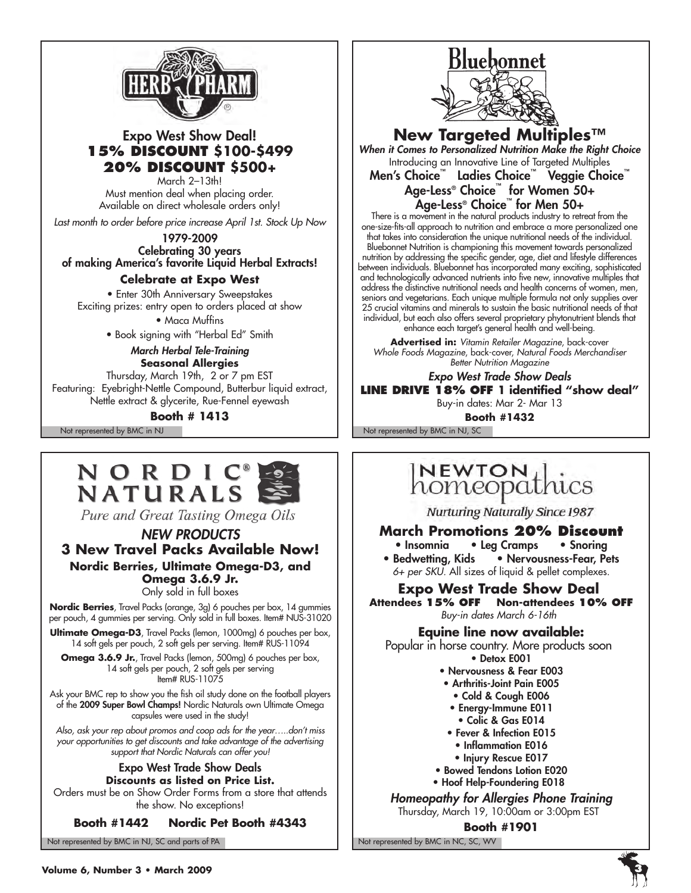## HERB PHARM

### Expo West Show Deal!

**15% DISCOUNT $100-$499**

**20% DISCOUNT $500+**

March 2–13th!
Must mention deal when placing order.
Available on direct wholesale orders only!

*Last month to order before price increase April 1st. Stock Up Now*

1979-2009
Celebrating 30 years
of making America's favorite Liquid Herbal Extracts!

**Celebrate at Expo West**

- Enter 30th Anniversary Sweepstakes
Exciting prizes: entry open to orders placed at show
- Maca Muffins
- Book signing with "Herbal Ed" Smith

*March Herbal Tele-Training*
**Seasonal Allergies**
Thursday, March 19th, 2 or 7 pm EST
Featuring: Eyebright-Nettle Compound, Butterbur liquid extract, Nettle extract & glycerite, Rue-Fennel eyewash

**Booth # 1413**

Not represented by BMC in NJ

## Bluebonnet

### New Targeted Multiples™

*When it Comes to Personalized Nutrition Make the Right Choice*
Introducing an Innovative Line of Targeted Multiples
Men's Choice™ Ladies Choice™ Veggie Choice™
Age-Less® Choice™ for Women 50+
Age-Less® Choice™ for Men 50+

There is a movement in the natural products industry to retreat from the one-size-fits-all approach to nutrition and embrace a more personalized one that takes into consideration the unique nutritional needs of the individual. Bluebonnet Nutrition is championing this movement towards personalized nutrition by addressing the specific gender, age, diet and lifestyle differences between individuals. Bluebonnet has incorporated many exciting, sophisticated and technologically advanced nutrients into five new, innovative multiples that address the distinctive nutritional needs and health concerns of women, men, seniors and vegetarians. Each unique multiple formula not only supplies over 25 crucial vitamins and minerals to sustain the basic nutritional needs of that individual, but each also offers several proprietary phytonutrient blends that enhance each target's general health and well-being.

**Advertised in:** *Vitamin Retailer Magazine*, back-cover *Whole Foods Magazine*, back-cover, *Natural Foods Merchandiser Better Nutrition Magazine*

*Expo West Trade Show Deals*
**LINE DRIVE 18% OFF 1 identified "show deal"**
Buy-in dates: Mar 2- Mar 13

**Booth #1432**

Not represented by BMC in NJ, SC

## NORDIC® NATURALS

*Pure and Great Tasting Omega Oils*

### *NEW PRODUCTS*

**3 New Travel Packs Available Now!**

**Nordic Berries, Ultimate Omega-D3, and Omega 3.6.9 Jr.**
Only sold in full boxes

**Nordic Berries**, Travel Packs (orange, 3g) 6 pouches per box, 14 gummies per pouch, 4 gummies per serving. Only sold in full boxes. Item# NUS-31020

**Ultimate Omega-D3**, Travel Packs (lemon, 1000mg) 6 pouches per box, 14 soft gels per pouch, 2 soft gels per serving. Item# RUS-11094

**Omega 3.6.9 Jr.**, Travel Packs (lemon, 500mg) 6 pouches per box, 14 soft gels per pouch, 2 soft gels per serving Item# RUS-11075

Ask your BMC rep to show you the fish oil study done on the football players of the **2009 Super Bowl Champs!** Nordic Naturals own Ultimate Omega capsules were used in the study!

*Also, ask your rep about promos and coop ads for the year…..don't miss your opportunities to get discounts and take advantage of the advertising support that Nordic Naturals can offer you!*

Expo West Trade Show Deals
**Discounts as listed on Price List.**
Orders must be on Show Order Forms from a store that attends the show. No exceptions!

**Booth #1442 Nordic Pet Booth #4343**

Not represented by BMC in NJ, SC and parts of PA

## NEWTON homeopathics

*Nurturing Naturally Since 1987*

**March Promotions 20% Discount**

- Insomnia • Leg Cramps • Snoring
- Bedwetting, Kids • Nervousness-Fear, Pets

*6+ per SKU.* All sizes of liquid & pellet complexes.

**Expo West Trade Show Deal**
**Attendees 15% OFF Non-attendees 10% OFF**
*Buy-in dates March 6-16th*

**Equine line now available:**
Popular in horse country. More products soon

- Detox E001
- Nervousness & Fear E003
- Arthritis-Joint Pain E005
- Cold & Cough E006
- Energy-Immune E011
- Colic & Gas E014
- Fever & Infection E015
- Inflammation E016
- Injury Rescue E017
- Bowed Tendons Lotion E020
- Hoof Help-Foundering E018

*Homeopathy for Allergies Phone Training*
Thursday, March 19, 10:00am or 3:00pm EST

**Booth #1901**

Not represented by BMC in NC, SC, WV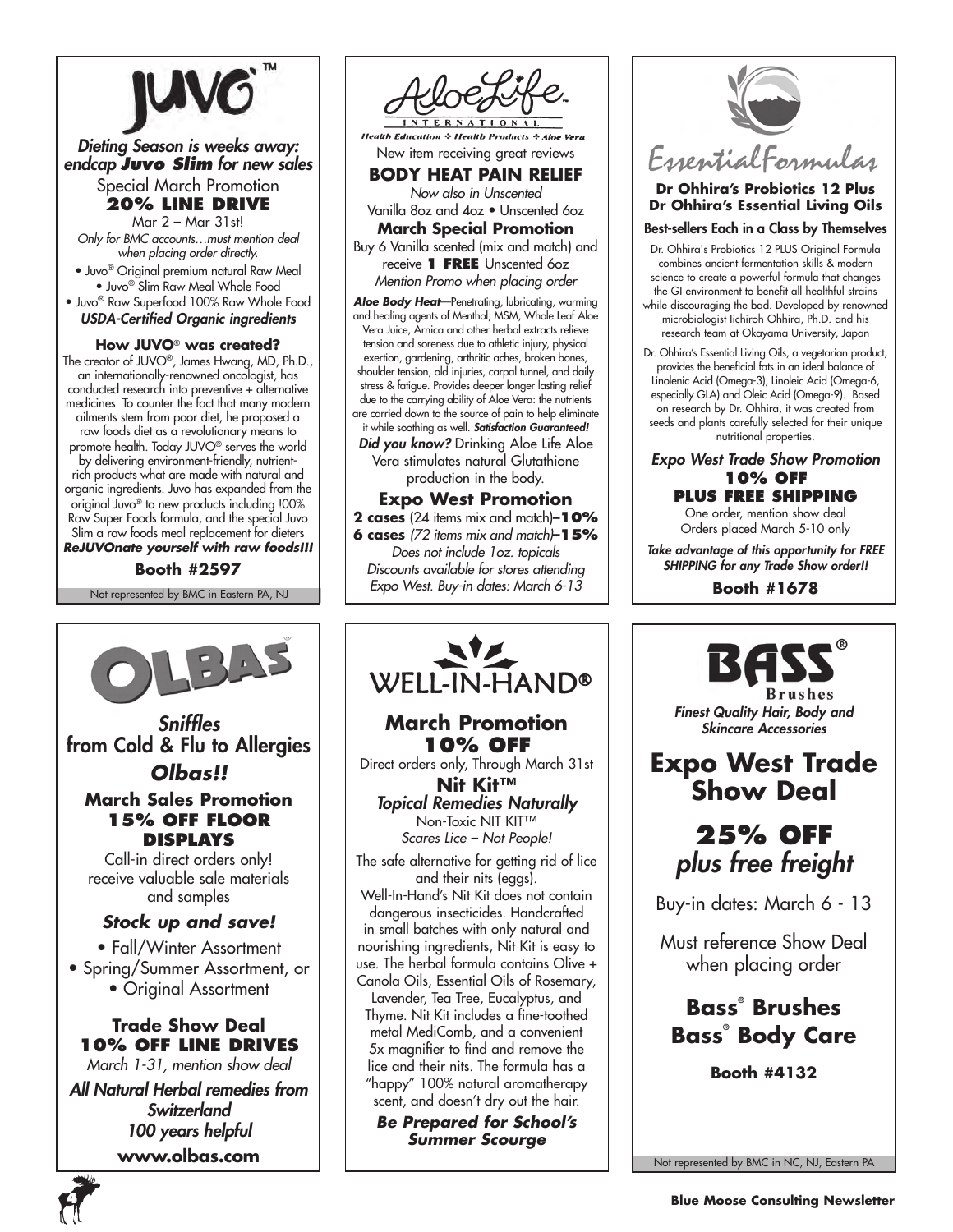## JUVO™

***Dieting Season is weeks away: endcap Juvo Slim for new sales***

Special March Promotion

**20% LINE DRIVE**

Mar 2 – Mar 31st!

*Only for BMC accounts…must mention deal when placing order directly.*

- Juvo® Original premium natural Raw Meal
- Juvo® Slim Raw Meal Whole Food
- Juvo® Raw Superfood 100% Raw Whole Food

***USDA-Certified Organic ingredients***

**How JUVO® was created?**

The creator of JUVO®, James Hwang, MD, Ph.D., an internationally-renowned oncologist, has conducted research into preventive + alternative medicines. To counter the fact that many modern ailments stem from poor diet, he proposed a raw foods diet as a revolutionary means to promote health. Today JUVO® serves the world by delivering environment-friendly, nutrient-rich products what are made with natural and organic ingredients. Juvo has expanded from the original Juvo® to new products including !00% Raw Super Foods formula, and the special Juvo Slim a raw foods meal replacement for dieters

***ReJUVOnate yourself with raw foods!!!***

**Booth #2597**

Not represented by BMC in Eastern PA, NJ

## AloeLife International

*Health Education ❖ Health Products ❖ Aloe Vera*

New item receiving great reviews

**BODY HEAT PAIN RELIEF**

*Now also in Unscented*

Vanilla 8oz and 4oz • Unscented 6oz

**March Special Promotion**

Buy 6 Vanilla scented (mix and match) and receive **1 FREE** Unscented 6oz

*Mention Promo when placing order*

***Aloe Body Heat***—Penetrating, lubricating, warming and healing agents of Menthol, MSM, Whole Leaf Aloe Vera Juice, Arnica and other herbal extracts relieve tension and soreness due to athletic injury, physical exertion, gardening, arthritic aches, broken bones, shoulder tension, old injuries, carpal tunnel, and daily stress & fatigue. Provides deeper longer lasting relief due to the carrying ability of Aloe Vera: the nutrients are carried down to the source of pain to help eliminate it while soothing as well. ***Satisfaction Guaranteed!***

***Did you know?*** Drinking Aloe Life Aloe Vera stimulates natural Glutathione production in the body.

**Expo West Promotion**

**2 cases** (24 items mix and match)**–10%**

**6 cases** *(72 items mix and match)***–15%**

*Does not include 1oz. topicals*

*Discounts available for stores attending Expo West. Buy-in dates: March 6-13*

## Essential Formulas

**Dr Ohhira's Probiotics 12 Plus**
**Dr Ohhira's Essential Living Oils**

**Best-sellers Each in a Class by Themselves**

Dr. Ohhira's Probiotics 12 PLUS Original Formula combines ancient fermentation skills & modern science to create a powerful formula that changes the GI environment to benefit all healthful strains while discouraging the bad. Developed by renowned microbiologist Iichiroh Ohhira, Ph.D. and his research team at Okayama University, Japan

Dr. Ohhira's Essential Living Oils, a vegetarian product, provides the beneficial fats in an ideal balance of Linolenic Acid (Omega-3), Linoleic Acid (Omega-6, especially GLA) and Oleic Acid (Omega-9). Based on research by Dr. Ohhira, it was created from seeds and plants carefully selected for their unique nutritional properties.

*Expo West Trade Show Promotion*

**10% OFF**
**PLUS FREE SHIPPING**

One order, mention show deal
Orders placed March 5-10 only

***Take advantage of this opportunity for FREE SHIPPING for any Trade Show order!!***

**Booth #1678**

## OLBAS

***Sniffles***
from Cold & Flu to Allergies

***Olbas!!***

**March Sales Promotion**

**15% OFF FLOOR DISPLAYS**

Call-in direct orders only!
receive valuable sale materials and samples

***Stock up and save!***

- Fall/Winter Assortment
- Spring/Summer Assortment, or
- Original Assortment

**Trade Show Deal**

**10% OFF LINE DRIVES**

*March 1-31, mention show deal*

***All Natural Herbal remedies from Switzerland***
***100 years helpful***

**www.olbas.com**

## WELL-IN-HAND®

**March Promotion**

**10% OFF**

Direct orders only, Through March 31st

**Nit Kit™**

***Topical Remedies Naturally***

Non-Toxic NIT KIT™
*Scares Lice – Not People!*

The safe alternative for getting rid of lice and their nits (eggs). Well-In-Hand's Nit Kit does not contain dangerous insecticides. Handcrafted in small batches with only natural and nourishing ingredients, Nit Kit is easy to use. The herbal formula contains Olive + Canola Oils, Essential Oils of Rosemary, Lavender, Tea Tree, Eucalyptus, and Thyme. Nit Kit includes a fine-toothed metal MediComb, and a convenient 5x magnifier to find and remove the lice and their nits. The formula has a "happy" 100% natural aromatherapy scent, and doesn't dry out the hair.

***Be Prepared for School's Summer Scourge***

## BASS® Brushes

***Finest Quality Hair, Body and Skincare Accessories***

**Expo West Trade Show Deal**

**25% OFF**
***plus free freight***

Buy-in dates: March 6 - 13

Must reference Show Deal when placing order

**Bass® Brushes**
**Bass® Body Care**

**Booth #4132**

Not represented by BMC in NC, NJ, Eastern PA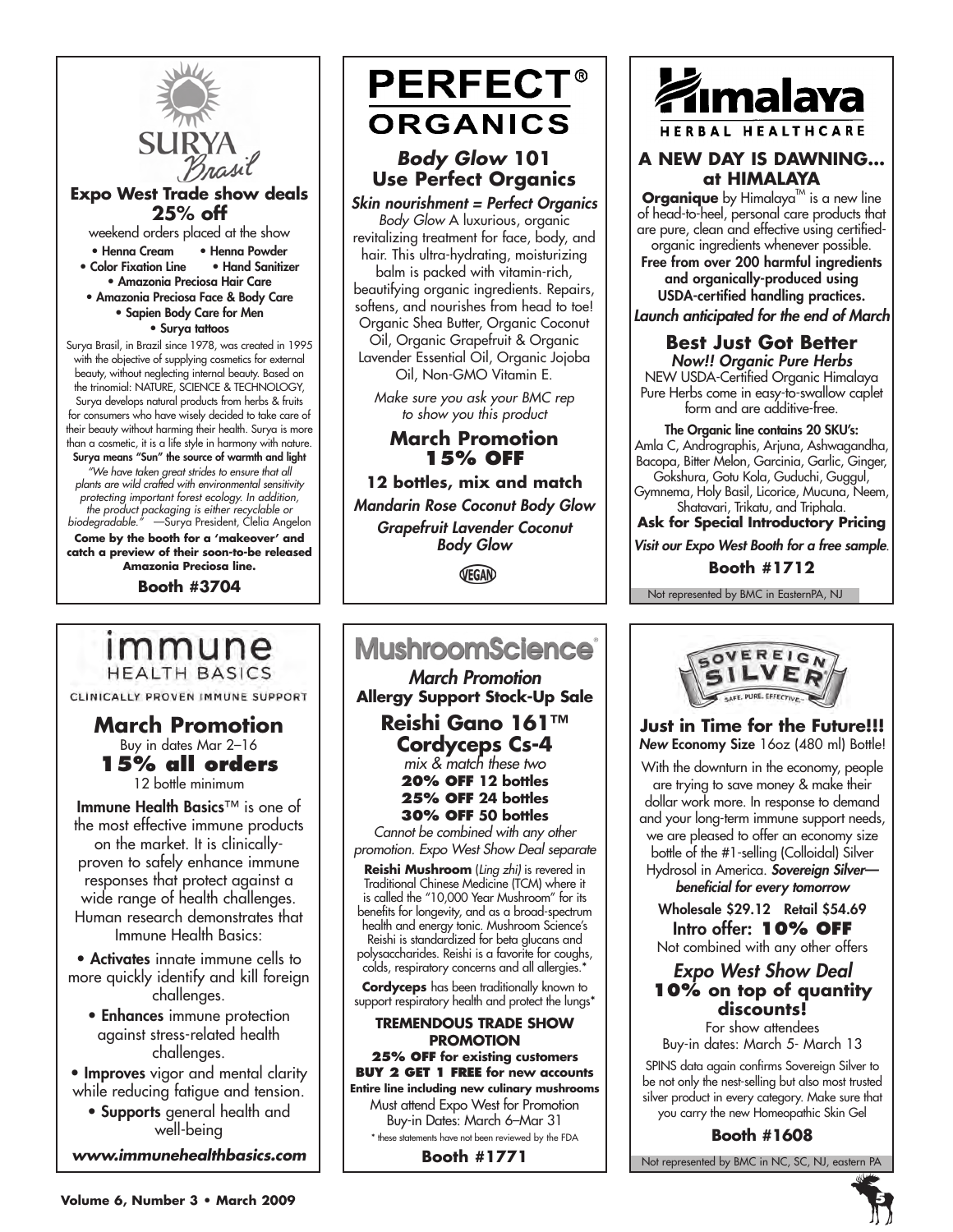## SURYA Brasil

### Expo West Trade show deals

### 25% off

weekend orders placed at the show

- Henna Cream
- Henna Powder
- Color Fixation Line
- Hand Sanitizer
- Amazonia Preciosa Hair Care
- Amazonia Preciosa Face & Body Care
- Sapien Body Care for Men
- Surya tattoos

Surya Brasil, in Brazil since 1978, was created in 1995 with the objective of supplying cosmetics for external beauty, without neglecting internal beauty. Based on the trinomial: NATURE, SCIENCE & TECHNOLOGY, Surya develops natural products from herbs & fruits for consumers who have wisely decided to take care of their beauty without harming their health. Surya is more than a cosmetic, it is a life style in harmony with nature. **Surya means "Sun" the source of warmth and light**

*"We have taken great strides to ensure that all plants are wild crafted with environmental sensitivity protecting important forest ecology. In addition, the product packaging is either recyclable or biodegradable."* —Surya President, Clelia Angelon

**Come by the booth for a 'makeover' and catch a preview of their soon-to-be released Amazonia Preciosa line.**

**Booth #3704**

---

## PERFECT® ORGANICS

### *Body Glow* 101 Use Perfect Organics

***Skin nourishment = Perfect Organics***

*Body Glow* A luxurious, organic revitalizing treatment for face, body, and hair. This ultra-hydrating, moisturizing balm is packed with vitamin-rich, beautifying organic ingredients. Repairs, softens, and nourishes from head to toe! Organic Shea Butter, Organic Coconut Oil, Organic Grapefruit & Organic Lavender Essential Oil, Organic Jojoba Oil, Non-GMO Vitamin E.

*Make sure you ask your BMC rep to show you this product*

### March Promotion 15% OFF

**12 bottles, mix and match**

***Mandarin Rose Coconut Body Glow***

***Grapefruit Lavender Coconut Body Glow***

VEGAN

---

## Himalaya HERBAL HEALTHCARE

### A NEW DAY IS DAWNING... at HIMALAYA

**Organique** by Himalaya™ is a new line of head-to-heel, personal care products that are pure, clean and effective using certified-organic ingredients whenever possible. **Free from over 200 harmful ingredients and organically-produced using USDA-certified handling practices.**

***Launch anticipated for the end of March***

### Best Just Got Better

***Now!! Organic Pure Herbs***

NEW USDA-Certified Organic Himalaya Pure Herbs come in easy-to-swallow caplet form and are additive-free.

**The Organic line contains 20 SKU's:**
Amla C, Andrographis, Arjuna, Ashwagandha, Bacopa, Bitter Melon, Garcinia, Garlic, Ginger, Gokshura, Gotu Kola, Guduchi, Guggul, Gymnema, Holy Basil, Licorice, Mucuna, Neem, Shatavari, Trikatu, and Triphala.

**Ask for Special Introductory Pricing**

*Visit our Expo West Booth for a free sample.*

**Booth #1712**

Not represented by BMC in EasternPA, NJ

---

## immune HEALTH BASICS

CLINICALLY PROVEN IMMUNE SUPPORT

### March Promotion

Buy in dates Mar 2–16

**15% all orders**

12 bottle minimum

**Immune Health Basics**™ is one of the most effective immune products on the market. It is clinically-proven to safely enhance immune responses that protect against a wide range of health challenges. Human research demonstrates that Immune Health Basics:

- **Activates** innate immune cells to more quickly identify and kill foreign challenges.
- **Enhances** immune protection against stress-related health challenges.
- **Improves** vigor and mental clarity while reducing fatigue and tension.
- **Supports** general health and well-being

***www.immunehealthbasics.com***

---

## MushroomScience®

***March Promotion***

**Allergy Support Stock-Up Sale**

### Reishi Gano 161™ Cordyceps Cs-4

*mix & match these two*

**20% OFF 12 bottles**
**25% OFF 24 bottles**
**30% OFF 50 bottles**

*Cannot be combined with any other promotion. Expo West Show Deal separate*

**Reishi Mushroom** (*Ling zhi)* is revered in Traditional Chinese Medicine (TCM) where it is called the "10,000 Year Mushroom" for its benefits for longevity, and as a broad-spectrum health and energy tonic. Mushroom Science's Reishi is standardized for beta glucans and polysaccharides. Reishi is a favorite for coughs, colds, respiratory concerns and all allergies.*

**Cordyceps** has been traditionally known to support respiratory health and protect the lungs*

**TREMENDOUS TRADE SHOW PROMOTION**

**25% OFF for existing customers**
**BUY 2 GET 1 FREE for new accounts**
**Entire line including new culinary mushrooms**

Must attend Expo West for Promotion
Buy-in Dates: March 6–Mar 31

\* these statements have not been reviewed by the FDA

**Booth #1771**

---

## SOVEREIGN SILVER

SAFE. PURE. EFFECTIVE.

### Just in Time for the Future!!!

***New*** **Economy Size** 16oz (480 ml) Bottle!

With the downturn in the economy, people are trying to save money & make their dollar work more. In response to demand and your long-term immune support needs, we are pleased to offer an economy size bottle of the #1-selling (Colloidal) Silver Hydrosol in America. ***Sovereign Silver—beneficial for every tomorrow***

**Wholesale $29.12 Retail $54.69**

**Intro offer: 10% OFF**

Not combined with any other offers

### *Expo West Show Deal* 10% on top of quantity discounts!

For show attendees
Buy-in dates: March 5- March 13

SPINS data again confirms Sovereign Silver to be not only the nest-selling but also most trusted silver product in every category. Make sure that you carry the new Homeopathic Skin Gel

**Booth #1608**

Not represented by BMC in NC, SC, NJ, eastern PA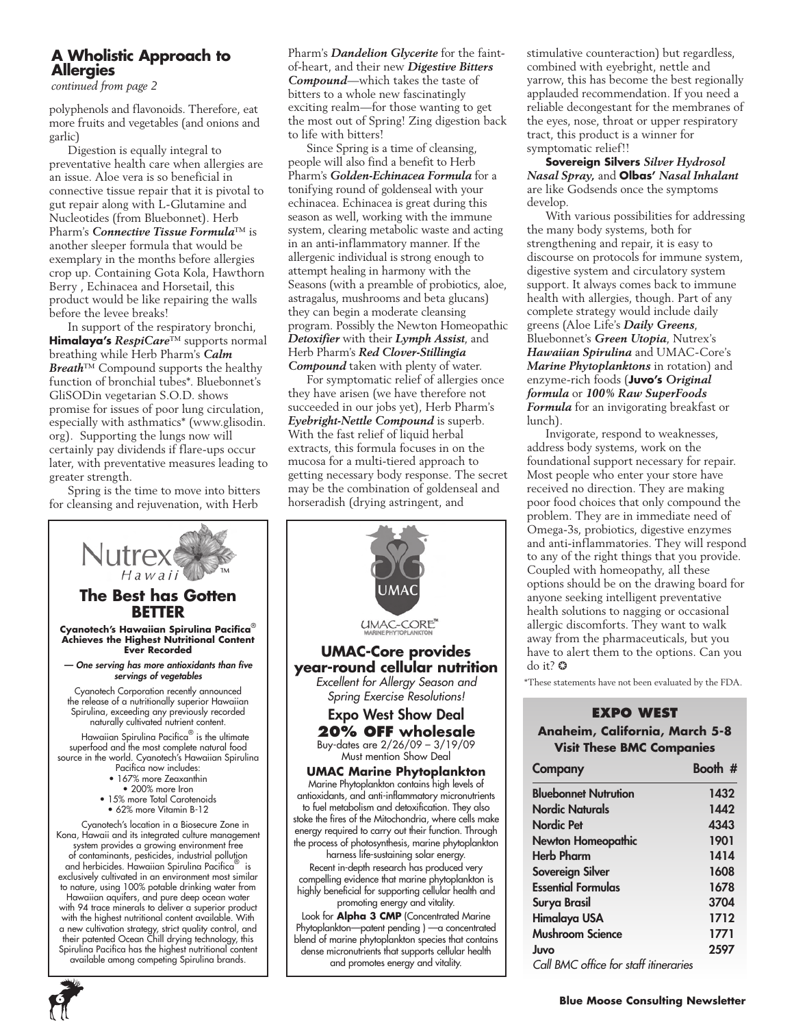## A Wholistic Approach to Allergies

*continued from page 2*

polyphenols and flavonoids. Therefore, eat more fruits and vegetables (and onions and garlic)

Digestion is equally integral to preventative health care when allergies are an issue. Aloe vera is so beneficial in connective tissue repair that it is pivotal to gut repair along with L-Glutamine and Nucleotides (from Bluebonnet). Herb Pharm's ***Connective Tissue Formula***™ is another sleeper formula that would be exemplary in the months before allergies crop up. Containing Gota Kola, Hawthorn Berry , Echinacea and Horsetail, this product would be like repairing the walls before the levee breaks!

In support of the respiratory bronchi, **Himalaya's** ***RespiCare***™ supports normal breathing while Herb Pharm's ***Calm Breath***™ Compound supports the healthy function of bronchial tubes*. Bluebonnet's GliSODin vegetarian S.O.D. shows promise for issues of poor lung circulation, especially with asthmatics* (www.glisodin.org). Supporting the lungs now will certainly pay dividends if flare-ups occur later, with preventative measures leading to greater strength.

Spring is the time to move into bitters for cleansing and rejuvenation, with Herb Pharm's ***Dandelion Glycerite*** for the faint-of-heart, and their new ***Digestive Bitters Compound***—which takes the taste of bitters to a whole new fascinatingly exciting realm—for those wanting to get the most out of Spring! Zing digestion back to life with bitters!

Since Spring is a time of cleansing, people will also find a benefit to Herb Pharm's ***Golden-Echinacea Formula*** for a tonifying round of goldenseal with your echinacea. Echinacea is great during this season as well, working with the immune system, clearing metabolic waste and acting in an anti-inflammatory manner. If the allergenic individual is strong enough to attempt healing in harmony with the Seasons (with a preamble of probiotics, aloe, astragalus, mushrooms and beta glucans) they can begin a moderate cleansing program. Possibly the Newton Homeopathic ***Detoxifier*** with their ***Lymph Assist***, and Herb Pharm's ***Red Clover-Stillingia Compound*** taken with plenty of water.

For symptomatic relief of allergies once they have arisen (we have therefore not succeeded in our jobs yet), Herb Pharm's ***Eyebright-Nettle Compound*** is superb. With the fast relief of liquid herbal extracts, this formula focuses in on the mucosa for a multi-tiered approach to getting necessary body response. The secret may be the combination of goldenseal and horseradish (drying astringent, and stimulative counteraction) but regardless, combined with eyebright, nettle and yarrow, this has become the best regionally applauded recommendation. If you need a reliable decongestant for the membranes of the eyes, nose, throat or upper respiratory tract, this product is a winner for symptomatic relief!!

**Sovereign Silvers** ***Silver Hydrosol Nasal Spray,*** and **Olbas'** ***Nasal Inhalant*** are like Godsends once the symptoms develop.

With various possibilities for addressing the many body systems, both for strengthening and repair, it is easy to discourse on protocols for immune system, digestive system and circulatory system support. It always comes back to immune health with allergies, though. Part of any complete strategy would include daily greens (Aloe Life's ***Daily Greens***, Bluebonnet's ***Green Utopia***, Nutrex's ***Hawaiian Spirulina*** and UMAC-Core's ***Marine Phytoplanktons*** in rotation) and enzyme-rich foods (**Juvo's** ***Original formula*** or ***100% Raw SuperFoods Formula*** for an invigorating breakfast or lunch).

Invigorate, respond to weaknesses, address body systems, work on the foundational support necessary for repair. Most people who enter your store have received no direction. They are making poor food choices that only compound the problem. They are in immediate need of Omega-3s, probiotics, digestive enzymes and anti-inflammatories. They will respond to any of the right things that you provide. Coupled with homeopathy, all these options should be on the drawing board for anyone seeking intelligent preventative health solutions to nagging or occasional allergic discomforts. They want to walk away from the pharmaceuticals, but you have to alert them to the options. Can you do it? ✪

*These statements have not been evaluated by the FDA.

---

Nutrex Hawaii™

### The Best has Gotten BETTER

**Cyanotech's Hawaiian Spirulina Pacifica® Achieves the Highest Nutritional Content Ever Recorded**

***— One serving has more antioxidants than five servings of vegetables***

Cyanotech Corporation recently announced the release of a nutritionally superior Hawaiian Spirulina, exceeding any previously recorded naturally cultivated nutrient content.

Hawaiian Spirulina Pacifica® is the ultimate superfood and the most complete natural food source in the world. Cyanotech's Hawaiian Spirulina Pacifica now includes:

- 167% more Zeaxanthin
- 200% more Iron
- 15% more Total Carotenoids
- 62% more Vitamin B-12

Cyanotech's location in a Biosecure Zone in Kona, Hawaii and its integrated culture management system provides a growing environment free of contaminants, pesticides, industrial pollution and herbicides. Hawaiian Spirulina Pacifica® is exclusively cultivated in an environment most similar to nature, using 100% potable drinking water from Hawaiian aquifers, and pure deep ocean water with 94 trace minerals to deliver a superior product with the highest nutritional content available. With a new cultivation strategy, strict quality control, and their patented Ocean Chill drying technology, this Spirulina Pacifica has the highest nutritional content available among competing Spirulina brands.

---

UMAC
UMAC-CORE™ MARINE PHYTOPLANKTON

### UMAC-Core provides year-round cellular nutrition

*Excellent for Allergy Season and Spring Exercise Resolutions!*

**Expo West Show Deal**
**20% OFF wholesale**
Buy-dates are 2/26/09 – 3/19/09
Must mention Show Deal

**UMAC Marine Phytoplankton**

Marine Phytoplankton contains high levels of antioxidants, and anti-inflammatory micronutrients to fuel metabolism and detoxification. They also stoke the fires of the Mitochondria, where cells make energy required to carry out their function. Through the process of photosynthesis, marine phytoplankton harness life-sustaining solar energy.

Recent in-depth research has produced very compelling evidence that marine phytoplankton is highly beneficial for supporting cellular health and promoting energy and vitality.

Look for **Alpha 3 CMP** (Concentrated Marine Phytoplankton—patent pending ) —a concentrated blend of marine phytoplankton species that contains dense micronutrients that supports cellular health and promotes energy and vitality.

---

### EXPO WEST

**Anaheim, California, March 5-8**
**Visit These BMC Companies**

| Company | Booth # |
|---|---|
| Bluebonnet Nutrition | 1432 |
| Nordic Naturals | 1442 |
| Nordic Pet | 4343 |
| Newton Homeopathic | 1901 |
| Herb Pharm | 1414 |
| Sovereign Silver | 1608 |
| Essential Formulas | 1678 |
| Surya Brasil | 3704 |
| Himalaya USA | 1712 |
| Mushroom Science | 1771 |
| Juvo | 2597 |

*Call BMC office for staff itineraries*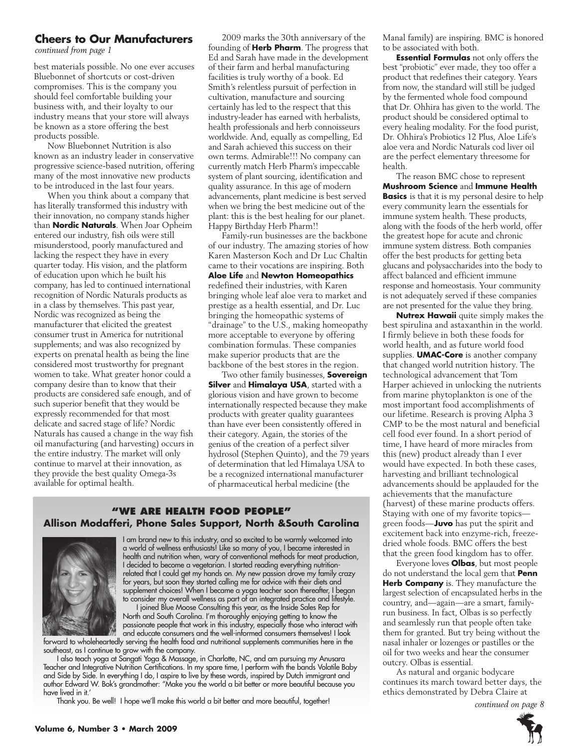## Cheers to Our Manufacturers

*continued from page 1*

best materials possible. No one ever accuses Bluebonnet of shortcuts or cost-driven compromises. This is the company you should feel comfortable building your business with, and their loyalty to our industry means that your store will always be known as a store offering the best products possible.

Now Bluebonnet Nutrition is also known as an industry leader in conservative progressive science-based nutrition, offering many of the most innovative new products to be introduced in the last four years.

When you think about a company that has literally transformed this industry with their innovation, no company stands higher than **Nordic Naturals**. When Joar Opheim entered our industry, fish oils were still misunderstood, poorly manufactured and lacking the respect they have in every quarter today. His vision, and the platform of education upon which he built his company, has led to continued international recognition of Nordic Naturals products as in a class by themselves. This past year, Nordic was recognized as being the manufacturer that elicited the greatest consumer trust in America for nutritional supplements; and was also recognized by experts on prenatal health as being the line considered most trustworthy for pregnant women to take. What greater honor could a company desire than to know that their products are considered safe enough, and of such superior benefit that they would be expressly recommended for that most delicate and sacred stage of life? Nordic Naturals has caused a change in the way fish oil manufacturing (and harvesting) occurs in the entire industry. The market will only continue to marvel at their innovation, as they provide the best quality Omega-3s available for optimal health.

2009 marks the 30th anniversary of the founding of **Herb Pharm**. The progress that Ed and Sarah have made in the development of their farm and herbal manufacturing facilities is truly worthy of a book. Ed Smith's relentless pursuit of perfection in cultivation, manufacture and sourcing certainly has led to the respect that this industry-leader has earned with herbalists, health professionals and herb connoisseurs worldwide. And, equally as compelling, Ed and Sarah achieved this success on their own terms. Admirable!!! No company can currently match Herb Pharm's impeccable system of plant sourcing, identification and quality assurance. In this age of modern advancements, plant medicine is best served when we bring the best medicine out of the plant: this is the best healing for our planet. Happy Birthday Herb Pharm!!

Family-run businesses are the backbone of our industry. The amazing stories of how Karen Masterson Koch and Dr Luc Chaltin came to their vocations are inspiring. Both **Aloe Life** and **Newton Homeopathics** redefined their industries, with Karen bringing whole leaf aloe vera to market and prestige as a health essential, and Dr. Luc bringing the homeopathic systems of "drainage" to the U.S., making homeopathy more acceptable to everyone by offering combination formulas. These companies make superior products that are the backbone of the best stores in the region.

Two other family businesses, **Sovereign Silver** and **Himalaya USA**, started with a glorious vision and have grown to become internationally respected because they make products with greater quality guarantees than have ever been consistently offered in their category. Again, the stories of the genius of the creation of a perfect silver hydrosol (Stephen Quinto), and the 79 years of determination that led Himalaya USA to be a recognized international manufacturer of pharmaceutical herbal medicine (the Manal family) are inspiring. BMC is honored to be associated with both.

**Essential Formulas** not only offers the best "probiotic" ever made, they too offer a product that redefines their category. Years from now, the standard will still be judged by the fermented whole food compound that Dr. Ohhira has given to the world. The product should be considered optimal to every healing modality. For the food purist, Dr. Ohhira's Probiotics 12 Plus, Aloe Life's aloe vera and Nordic Naturals cod liver oil are the perfect elementary threesome for health.

The reason BMC chose to represent **Mushroom Science** and **Immune Health Basics** is that it is my personal desire to help every community learn the essentials for immune system health. These products, along with the foods of the herb world, offer the greatest hope for acute and chronic immune system distress. Both companies offer the best products for getting beta glucans and polysaccharides into the body to affect balanced and efficient immune response and homeostasis. Your community is not adequately served if these companies are not presented for the value they bring.

**Nutrex Hawaii** quite simply makes the best spirulina and astaxanthin in the world. I firmly believe in both these foods for world health, and as future world food supplies. **UMAC-Core** is another company that changed world nutrition history. The technological advancement that Tom Harper achieved in unlocking the nutrients from marine phytoplankton is one of the most important food accomplishments of our lifetime. Research is proving Alpha 3 CMP to be the most natural and beneficial cell food ever found. In a short period of time, I have heard of more miracles from this (new) product already than I ever would have expected. In both these cases, harvesting and brilliant technological advancements should be applauded for the achievements that the manufacture (harvest) of these marine products offers. Staying with one of my favorite topics—green foods—**Juvo** has put the spirit and excitement back into enzyme-rich, freeze-dried whole foods. BMC offers the best that the green food kingdom has to offer.

Everyone loves **Olbas**, but most people do not understand the local gem that **Penn Herb Company** is. They manufacture the largest selection of encapsulated herbs in the country, and—again—are a smart, family-run business. In fact, Olbas is so perfectly and seamlessly run that people often take them for granted. But try being without the nasal inhaler or lozenges or pastilles or the oil for two weeks and hear the consumer outcry. Olbas is essential.

As natural and organic bodycare continues its march toward better days, the ethics demonstrated by Debra Claire at

*continued on page 8*

### "WE ARE HEALTH FOOD PEOPLE"
### Allison Modafferi, Phone Sales Support, North &South Carolina

I am brand new to this industry, and so excited to be warmly welcomed into a world of wellness enthusiasts! Like so many of you, I became interested in health and nutrition when, wary of conventional methods for meat production, I decided to become a vegetarian. I started reading everything nutrition-related that I could get my hands on. My new passion drove my family crazy for years, but soon they started calling me for advice with their diets and supplement choices! When I became a yoga teacher soon thereafter, I began to consider my overall wellness as part of an integrated practice and lifestyle.

I joined Blue Moose Consulting this year, as the Inside Sales Rep for North and South Carolina. I'm thoroughly enjoying getting to know the passionate people that work in this industry, especially those who interact with and educate consumers and the well-informed consumers themselves! I look forward to wholeheartedly serving the health food and nutritional supplements communities here in the southeast, as I continue to grow with the company.

I also teach yoga at Sangati Yoga & Massage, in Charlotte, NC, and am pursuing my Anusara Teacher and Integrative Nutrition Certifications. In my spare time, I perform with the bands Volatile Baby and Side by Side. In everything I do, I aspire to live by these words, inspired by Dutch immigrant and author Edward W. Bok's grandmother: "Make you the world a bit better or more beautiful because you have lived in it.'

Thank you. Be well! I hope we'll make this world a bit better and more beautiful, together!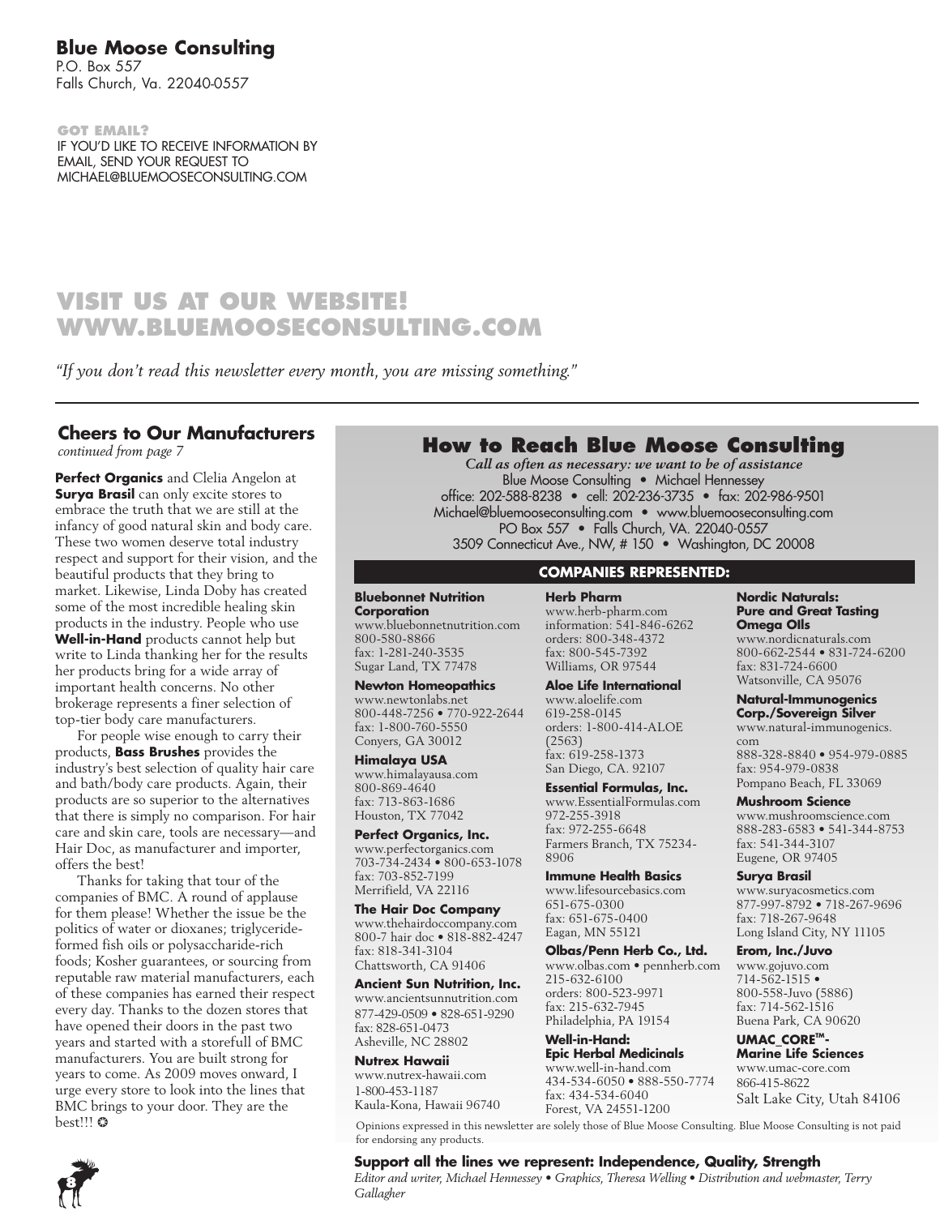**Blue Moose Consulting**
P.O. Box 557
Falls Church, Va. 22040-0557

**GOT EMAIL?**
IF YOU'D LIKE TO RECEIVE INFORMATION BY EMAIL, SEND YOUR REQUEST TO MICHAEL@BLUEMOOSECONSULTING.COM

## VISIT US AT OUR WEBSITE! WWW.BLUEMOOSECONSULTING.COM

*"If you don't read this newsletter every month, you are missing something."*

### Cheers to Our Manufacturers

*continued from page 7*

**Perfect Organics** and Clelia Angelon at **Surya Brasil** can only excite stores to embrace the truth that we are still at the infancy of good natural skin and body care. These two women deserve total industry respect and support for their vision, and the beautiful products that they bring to market. Likewise, Linda Doby has created some of the most incredible healing skin products in the industry. People who use **Well-in-Hand** products cannot help but write to Linda thanking her for the results her products bring for a wide array of important health concerns. No other brokerage represents a finer selection of top-tier body care manufacturers.

For people wise enough to carry their products, **Bass Brushes** provides the industry's best selection of quality hair care and bath/body care products. Again, their products are so superior to the alternatives that there is simply no comparison. For hair care and skin care, tools are necessary—and Hair Doc, as manufacturer and importer, offers the best!

Thanks for taking that tour of the companies of BMC. A round of applause for them please! Whether the issue be the politics of water or dioxanes; triglyceride-formed fish oils or polysaccharide-rich foods; Kosher guarantees, or sourcing from reputable raw material manufacturers, each of these companies has earned their respect every day. Thanks to the dozen stores that have opened their doors in the past two years and started with a storefull of BMC manufacturers. You are built strong for years to come. As 2009 moves onward, I urge every store to look into the lines that BMC brings to your door. They are the best!!! ✪

## How to Reach Blue Moose Consulting

***Call as often as necessary: we want to be of assistance***

Blue Moose Consulting • Michael Hennessey
office: 202-588-8238 • cell: 202-236-3735 • fax: 202-986-9501
Michael@bluemooseconsulting.com • www.bluemooseconsulting.com
PO Box 557 • Falls Church, VA. 22040-0557
3509 Connecticut Ave., NW, # 150 • Washington, DC 20008

### COMPANIES REPRESENTED:

**Bluebonnet Nutrition Corporation**
www.bluebonnetnutrition.com
800-580-8866
fax: 1-281-240-3535
Sugar Land, TX 77478

**Newton Homeopathics**
www.newtonlabs.net
800-448-7256 • 770-922-2644
fax: 1-800-760-5550
Conyers, GA 30012

**Himalaya USA**
www.himalayausa.com
800-869-4640
fax: 713-863-1686
Houston, TX 77042

**Perfect Organics, Inc.**
www.perfectorganics.com
703-734-2434 • 800-653-1078
fax: 703-852-7199
Merrifield, VA 22116

**The Hair Doc Company**
www.thehairdoccompany.com
800-7 hair doc • 818-882-4247
fax: 818-341-3104
Chattsworth, CA 91406

**Ancient Sun Nutrition, Inc.**
www.ancientsunnutrition.com
877-429-0509 • 828-651-9290
fax: 828-651-0473
Asheville, NC 28802

**Nutrex Hawaii**
www.nutrex-hawaii.com
1-800-453-1187
Kaula-Kona, Hawaii 96740

**Herb Pharm**
www.herb-pharm.com
information: 541-846-6262
orders: 800-348-4372
fax: 800-545-7392
Williams, OR 97544

**Aloe Life International**
www.aloelife.com
619-258-0145
orders: 1-800-414-ALOE (2563)
fax: 619-258-1373
San Diego, CA. 92107

**Essential Formulas, Inc.**
www.EssentialFormulas.com
972-255-3918
fax: 972-255-6648
Farmers Branch, TX 75234-8906

**Immune Health Basics**
www.lifesourcebasics.com
651-675-0300
fax: 651-675-0400
Eagan, MN 55121

**Olbas/Penn Herb Co., Ltd.**
www.olbas.com • pennherb.com
215-632-6100
orders: 800-523-9971
fax: 215-632-7945
Philadelphia, PA 19154

**Well-in-Hand: Epic Herbal Medicinals**
www.well-in-hand.com
434-534-6050 • 888-550-7774
fax: 434-534-6040
Forest, VA 24551-1200

**Nordic Naturals: Pure and Great Tasting Omega OIls**
www.nordicnaturals.com
800-662-2544 • 831-724-6200
fax: 831-724-6600
Watsonville, CA 95076

**Natural-Immunogenics Corp./Sovereign Silver**
www.natural-immunogenics.com
888-328-8840 • 954-979-0885
fax: 954-979-0838
Pompano Beach, FL 33069

**Mushroom Science**
www.mushroomscience.com
888-283-6583 • 541-344-8753
fax: 541-344-3107
Eugene, OR 97405

**Surya Brasil**
www.suryacosmetics.com
877-997-8792 • 718-267-9696
fax: 718-267-9648
Long Island City, NY 11105

**Erom, Inc./Juvo**
www.gojuvo.com
714-562-1515 •
800-558-Juvo (5886)
fax: 714-562-1516
Buena Park, CA 90620

**UMAC_CORE™- Marine Life Sciences**
www.umac-core.com
866-415-8622
Salt Lake City, Utah 84106

Opinions expressed in this newsletter are solely those of Blue Moose Consulting. Blue Moose Consulting is not paid for endorsing any products.

**Support all the lines we represent: Independence, Quality, Strength**
*Editor and writer, Michael Hennessey • Graphics, Theresa Welling • Distribution and webmaster, Terry Gallagher*